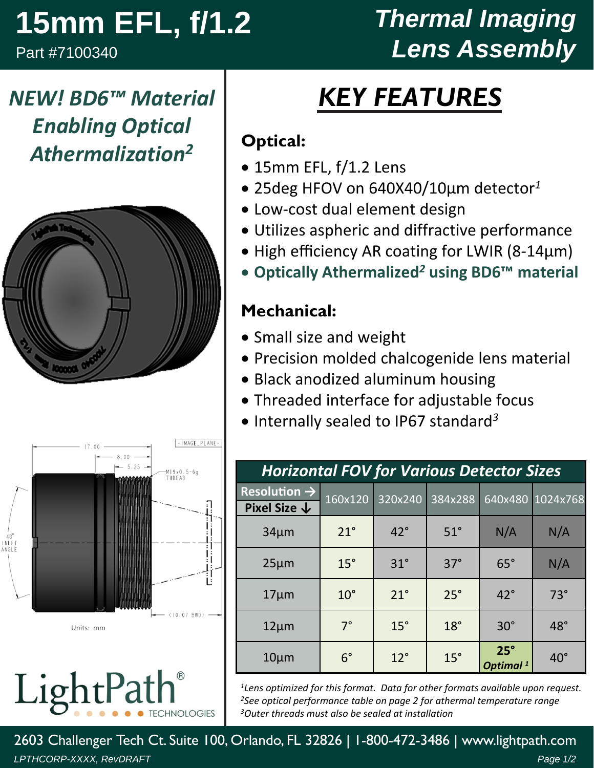# 15mm EFL, f/1.2

Part #7100340

# Thermal Imaging Lens Assembly

## *NEW! BD6™ Material Enabling Optical Athermalization[2]*

17.00
8.00
5.25
M19x0.5-6g THREAD
IMAGE PLANE
40° INLET ANGLE
(10.07 BWD)

Units: mm

LightPath® TECHNOLOGIES

## KEY FEATURES

### Optical:

- 15mm EFL, f/1.2 Lens
- 25deg HFOV on 640X40/10µm detector[1]
- Low-cost dual element design
- Utilizes aspheric and diffractive performance
- High efficiency AR coating for LWIR (8-14µm)
- **Optically Athermalized[2] using BD6™ material**

### Mechanical:

- Small size and weight
- Precision molded chalcogenide lens material
- Black anodized aluminum housing
- Threaded interface for adjustable focus
- Internally sealed to IP67 standard[3]

| *Horizontal FOV for Various Detector Sizes* | | | | | |
|---|---|---|---|---|---|
| **Resolution →** / **Pixel Size ↓** | 160x120 | 320x240 | 384x288 | 640x480 | 1024x768 |
| 34µm | 21° | 42° | 51° | N/A | N/A |
| 25µm | 15° | 31° | 37° | 65° | N/A |
| 17µm | 10° | 21° | 25° | 42° | 73° |
| 12µm | 7° | 15° | 18° | 30° | 48° |
| 10µm | 6° | 12° | 15° | **25°** ***Optimal*** [1] | 40° |

*[1]Lens optimized for this format. Data for other formats available upon request.*
*[2]See optical performance table on page 2 for athermal temperature range*
*[3]Outer threads must also be sealed at installation*

2603 Challenger Tech Ct. Suite 100, Orlando, FL 32826 | 1-800-472-3486 | www.lightpath.com

*LPTHCORP-XXXX, RevDRAFT*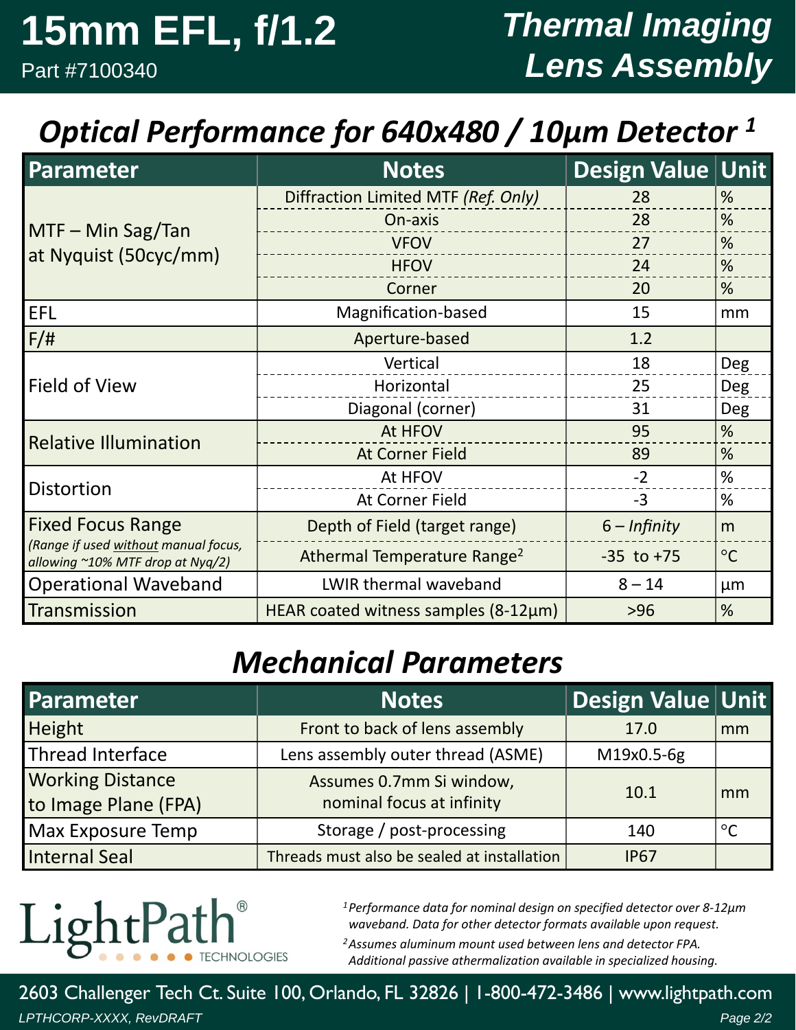# 15mm EFL, f/1.2

Part #7100340

# *Thermal Imaging Lens Assembly*

## *Optical Performance for 640x480 / 10µm Detector [1]*

| Parameter | Notes | Design Value | Unit |
|---|---|---|---|
| MTF – Min Sag/Tan at Nyquist (50cyc/mm) | Diffraction Limited MTF *(Ref. Only)* | 28 | % |
| | On-axis | 28 | % |
| | VFOV | 27 | % |
| | HFOV | 24 | % |
| | Corner | 20 | % |
| EFL | Magnification-based | 15 | mm |
| F/# | Aperture-based | 1.2 | |
| Field of View | Vertical | 18 | Deg |
| | Horizontal | 25 | Deg |
| | Diagonal (corner) | 31 | Deg |
| Relative Illumination | At HFOV | 95 | % |
| | At Corner Field | 89 | % |
| Distortion | At HFOV | -2 | % |
| | At Corner Field | -3 | % |
| Fixed Focus Range *(Range if used without manual focus, allowing ~10% MTF drop at Nyq/2)* | Depth of Field (target range) | 6 – *Infinity* | m |
| | Athermal Temperature Range[2] | -35 to +75 | °C |
| Operational Waveband | LWIR thermal waveband | 8 – 14 | µm |
| Transmission | HEAR coated witness samples (8-12µm) | >96 | % |

## *Mechanical Parameters*

| Parameter | Notes | Design Value | Unit |
|---|---|---|---|
| Height | Front to back of lens assembly | 17.0 | mm |
| Thread Interface | Lens assembly outer thread (ASME) | M19x0.5-6g | |
| Working Distance to Image Plane (FPA) | Assumes 0.7mm Si window, nominal focus at infinity | 10.1 | mm |
| Max Exposure Temp | Storage / post-processing | 140 | °C |
| Internal Seal | Threads must also be sealed at installation | IP67 | |

LightPath® TECHNOLOGIES

*[1] Performance data for nominal design on specified detector over 8-12µm waveband. Data for other detector formats available upon request.*

*[2] Assumes aluminum mount used between lens and detector FPA. Additional passive athermalization available in specialized housing.*

2603 Challenger Tech Ct. Suite 100, Orlando, FL 32826 | 1-800-472-3486 | www.lightpath.com

*LPTHCORP-XXXX, RevDRAFT*